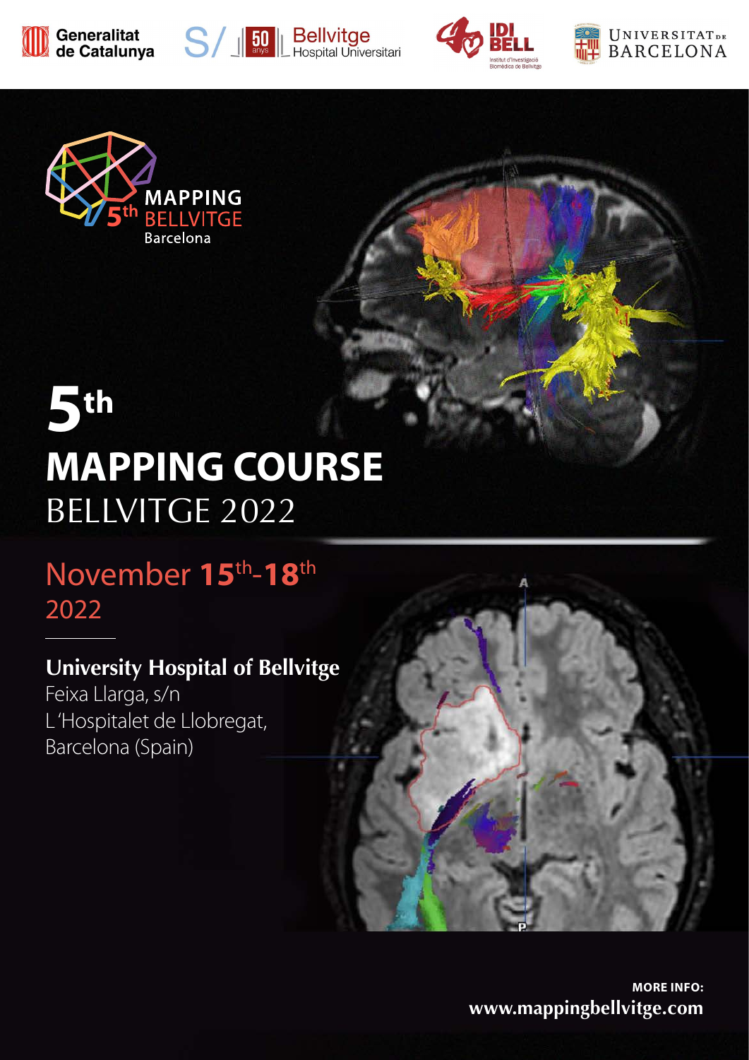Generalitat de Catalunya

Bellvitge Hospital Universitari

IDIBELL

Universitat de Barcelona

MAPPING 5th BELLVITGE Barcelona

# 5th MAPPING COURSE BELLVITGE 2022

## November 15th-18th 2022

**University Hospital of Bellvitge**
Feixa Llarga, s/n
L'Hospitalet de Llobregat,
Barcelona (Spain)

**MORE INFO:**
**www.mappingbellvitge.com**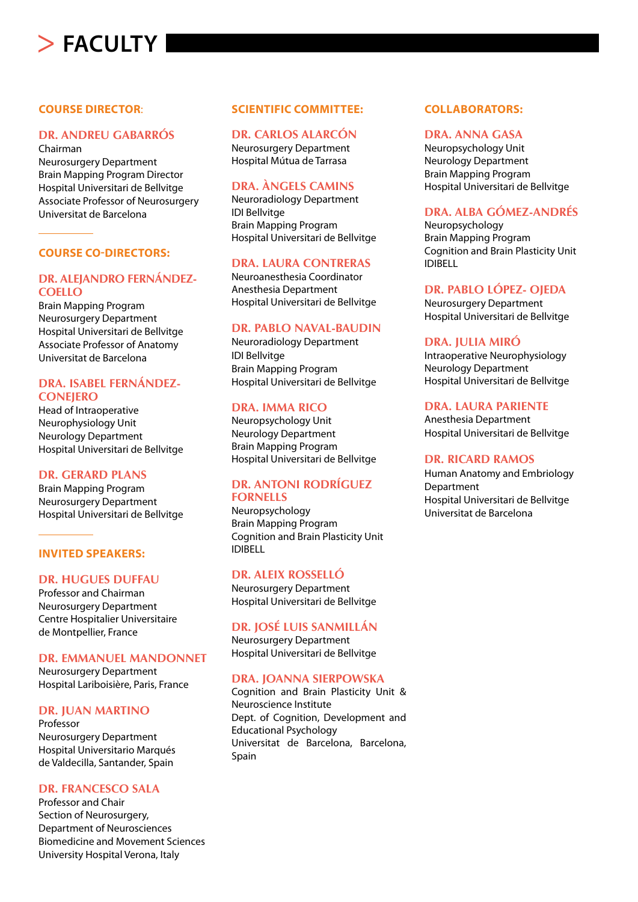# > FACULTY

## COURSE DIRECTOR:

### DR. ANDREU GABARRÓS
Chairman
Neurosurgery Department
Brain Mapping Program Director
Hospital Universitari de Bellvitge
Associate Professor of Neurosurgery
Universitat de Barcelona

## COURSE CO-DIRECTORS:

### DR. ALEJANDRO FERNÁNDEZ-COELLO
Brain Mapping Program
Neurosurgery Department
Hospital Universitari de Bellvitge
Associate Professor of Anatomy
Universitat de Barcelona

### DRA. ISABEL FERNÁNDEZ-CONEJERO
Head of Intraoperative
Neurophysiology Unit
Neurology Department
Hospital Universitari de Bellvitge

### DR. GERARD PLANS
Brain Mapping Program
Neurosurgery Department
Hospital Universitari de Bellvitge

## INVITED SPEAKERS:

### DR. HUGUES DUFFAU
Professor and Chairman
Neurosurgery Department
Centre Hospitalier Universitaire
de Montpellier, France

### DR. EMMANUEL MANDONNET
Neurosurgery Department
Hospital Lariboisière, Paris, France

### DR. JUAN MARTINO
Professor
Neurosurgery Department
Hospital Universitario Marqués
de Valdecilla, Santander, Spain

### DR. FRANCESCO SALA
Professor and Chair
Section of Neurosurgery,
Department of Neurosciences
Biomedicine and Movement Sciences
University Hospital Verona, Italy

## SCIENTIFIC COMMITTEE:

### DR. CARLOS ALARCÓN
Neurosurgery Department
Hospital Mútua de Tarrasa

### DRA. ÀNGELS CAMINS
Neuroradiology Department
IDI Bellvitge
Brain Mapping Program
Hospital Universitari de Bellvitge

### DRA. LAURA CONTRERAS
Neuroanesthesia Coordinator
Anesthesia Department
Hospital Universitari de Bellvitge

### DR. PABLO NAVAL-BAUDIN
Neuroradiology Department
IDI Bellvitge
Brain Mapping Program
Hospital Universitari de Bellvitge

### DRA. IMMA RICO
Neuropsychology Unit
Neurology Department
Brain Mapping Program
Hospital Universitari de Bellvitge

### DR. ANTONI RODRÍGUEZ FORNELLS
Neuropsychology
Brain Mapping Program
Cognition and Brain Plasticity Unit
IDIBELL

### DR. ALEIX ROSSELLÓ
Neurosurgery Department
Hospital Universitari de Bellvitge

### DR. JOSÉ LUIS SANMILLÁN
Neurosurgery Department
Hospital Universitari de Bellvitge

### DRA. JOANNA SIERPOWSKA
Cognition and Brain Plasticity Unit & Neuroscience Institute
Dept. of Cognition, Development and Educational Psychology
Universitat de Barcelona, Barcelona, Spain

## COLLABORATORS:

### DRA. ANNA GASA
Neuropsychology Unit
Neurology Department
Brain Mapping Program
Hospital Universitari de Bellvitge

### DRA. ALBA GÓMEZ-ANDRÉS
Neuropsychology
Brain Mapping Program
Cognition and Brain Plasticity Unit
IDIBELL

### DR. PABLO LÓPEZ- OJEDA
Neurosurgery Department
Hospital Universitari de Bellvitge

### DRA. JULIA MIRÓ
Intraoperative Neurophysiology
Neurology Department
Hospital Universitari de Bellvitge

### DRA. LAURA PARIENTE
Anesthesia Department
Hospital Universitari de Bellvitge

### DR. RICARD RAMOS
Human Anatomy and Embriology Department
Hospital Universitari de Bellvitge
Universitat de Barcelona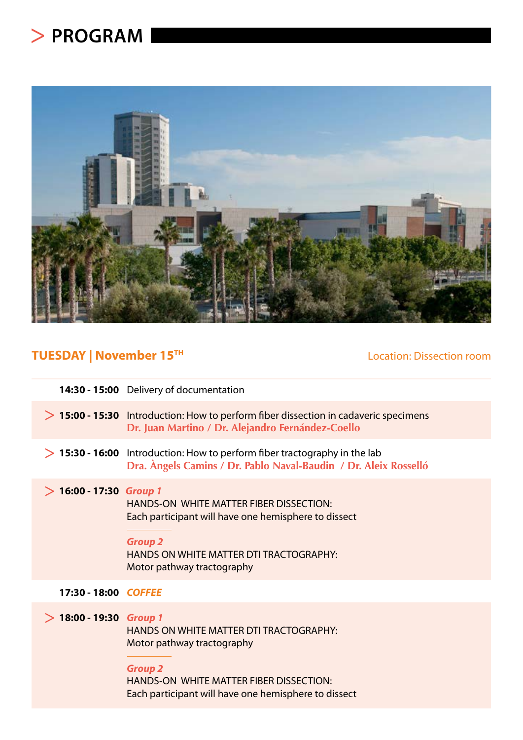# PROGRAM

## TUESDAY | November 15TH

Location: Dissection room

| Time | Session |
|---|---|
| **14:30 - 15:00** | Delivery of documentation |
| **15:00 - 15:30** | Introduction: How to perform fiber dissection in cadaveric specimens<br>**Dr. Juan Martino / Dr. Alejandro Fernández-Coello** |
| **15:30 - 16:00** | Introduction: How to perform fiber tractography in the lab<br>**Dra. Àngels Camins / Dr. Pablo Naval-Baudin / Dr. Aleix Rosselló** |
| **16:00 - 17:30** | ***Group 1***<br>HANDS-ON WHITE MATTER FIBER DISSECTION:<br>Each participant will have one hemisphere to dissect<br><br>***Group 2***<br>HANDS ON WHITE MATTER DTI TRACTOGRAPHY:<br>Motor pathway tractography |
| **17:30 - 18:00** | ***COFFEE*** |
| **18:00 - 19:30** | ***Group 1***<br>HANDS ON WHITE MATTER DTI TRACTOGRAPHY:<br>Motor pathway tractography<br><br>***Group 2***<br>HANDS-ON WHITE MATTER FIBER DISSECTION:<br>Each participant will have one hemisphere to dissect |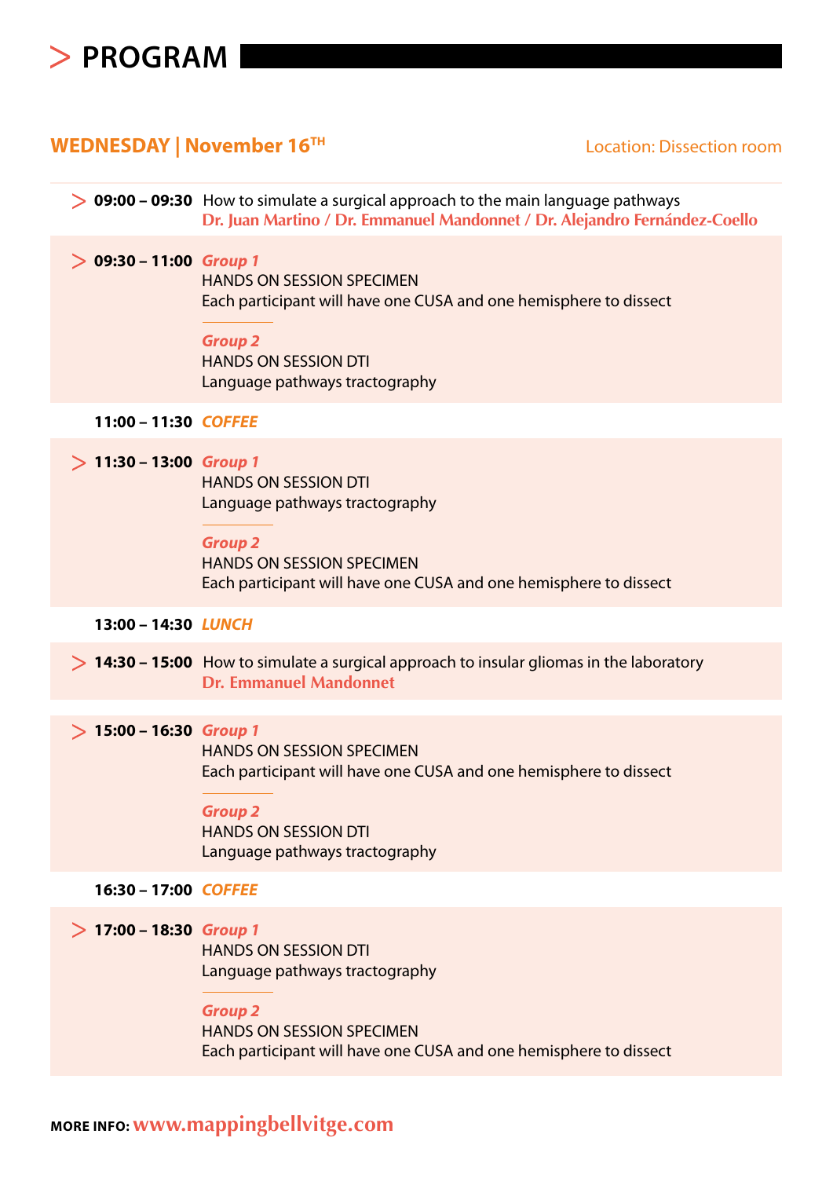# > PROGRAM

## WEDNESDAY | November 16TH

Location: Dissection room

> **09:00 – 09:30** How to simulate a surgical approach to the main language pathways
**Dr. Juan Martino / Dr. Emmanuel Mandonnet / Dr. Alejandro Fernández-Coello**

> **09:30 – 11:00** ***Group 1***
HANDS ON SESSION SPECIMEN
Each participant will have one CUSA and one hemisphere to dissect

***Group 2***
HANDS ON SESSION DTI
Language pathways tractography

**11:00 – 11:30** ***COFFEE***

> **11:30 – 13:00** ***Group 1***
HANDS ON SESSION DTI
Language pathways tractography

***Group 2***
HANDS ON SESSION SPECIMEN
Each participant will have one CUSA and one hemisphere to dissect

**13:00 – 14:30** ***LUNCH***

> **14:30 – 15:00** How to simulate a surgical approach to insular gliomas in the laboratory
**Dr. Emmanuel Mandonnet**

> **15:00 – 16:30** ***Group 1***
HANDS ON SESSION SPECIMEN
Each participant will have one CUSA and one hemisphere to dissect

***Group 2***
HANDS ON SESSION DTI
Language pathways tractography

**16:30 – 17:00** ***COFFEE***

> **17:00 – 18:30** ***Group 1***
HANDS ON SESSION DTI
Language pathways tractography

***Group 2***
HANDS ON SESSION SPECIMEN
Each participant will have one CUSA and one hemisphere to dissect

**MORE INFO:** **www.mappingbellvitge.com**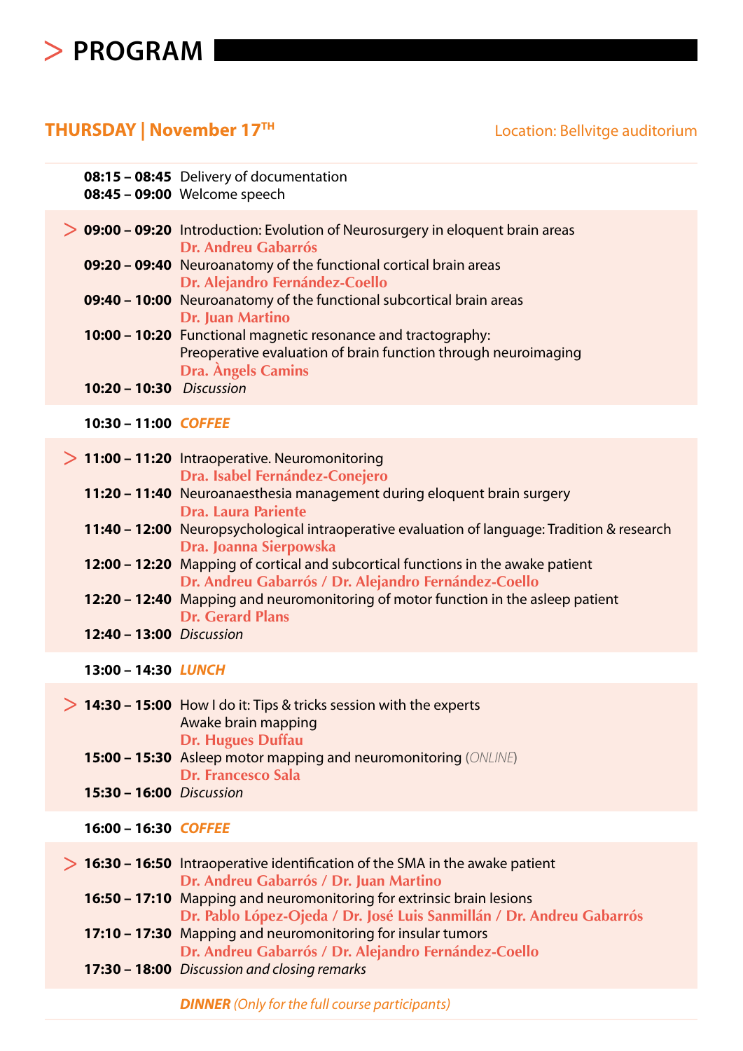# > PROGRAM

## THURSDAY | November 17TH

Location: Bellvitge auditorium

**08:15 – 08:45** Delivery of documentation
**08:45 – 09:00** Welcome speech

**09:00 – 09:20** Introduction: Evolution of Neurosurgery in eloquent brain areas
**Dr. Andreu Gabarrós**
**09:20 – 09:40** Neuroanatomy of the functional cortical brain areas
**Dr. Alejandro Fernández-Coello**
**09:40 – 10:00** Neuroanatomy of the functional subcortical brain areas
**Dr. Juan Martino**
**10:00 – 10:20** Functional magnetic resonance and tractography:
Preoperative evaluation of brain function through neuroimaging
**Dra. Àngels Camins**
**10:20 – 10:30** *Discussion*

**10:30 – 11:00** ***COFFEE***

**11:00 – 11:20** Intraoperative. Neuromonitoring
**Dra. Isabel Fernández-Conejero**
**11:20 – 11:40** Neuroanaesthesia management during eloquent brain surgery
**Dra. Laura Pariente**
**11:40 – 12:00** Neuropsychological intraoperative evaluation of language: Tradition & research
**Dra. Joanna Sierpowska**
**12:00 – 12:20** Mapping of cortical and subcortical functions in the awake patient
**Dr. Andreu Gabarrós / Dr. Alejandro Fernández-Coello**
**12:20 – 12:40** Mapping and neuromonitoring of motor function in the asleep patient
**Dr. Gerard Plans**
**12:40 – 13:00** *Discussion*

**13:00 – 14:30** ***LUNCH***

**14:30 – 15:00** How I do it: Tips & tricks session with the experts
Awake brain mapping
**Dr. Hugues Duffau**
**15:00 – 15:30** Asleep motor mapping and neuromonitoring (*ONLINE*)
**Dr. Francesco Sala**
**15:30 – 16:00** *Discussion*

**16:00 – 16:30** ***COFFEE***

**16:30 – 16:50** Intraoperative identification of the SMA in the awake patient
**Dr. Andreu Gabarrós / Dr. Juan Martino**
**16:50 – 17:10** Mapping and neuromonitoring for extrinsic brain lesions
**Dr. Pablo López-Ojeda / Dr. José Luis Sanmillán / Dr. Andreu Gabarrós**
**17:10 – 17:30** Mapping and neuromonitoring for insular tumors
**Dr. Andreu Gabarrós / Dr. Alejandro Fernández-Coello**
**17:30 – 18:00** *Discussion and closing remarks*

***DINNER*** *(Only for the full course participants)*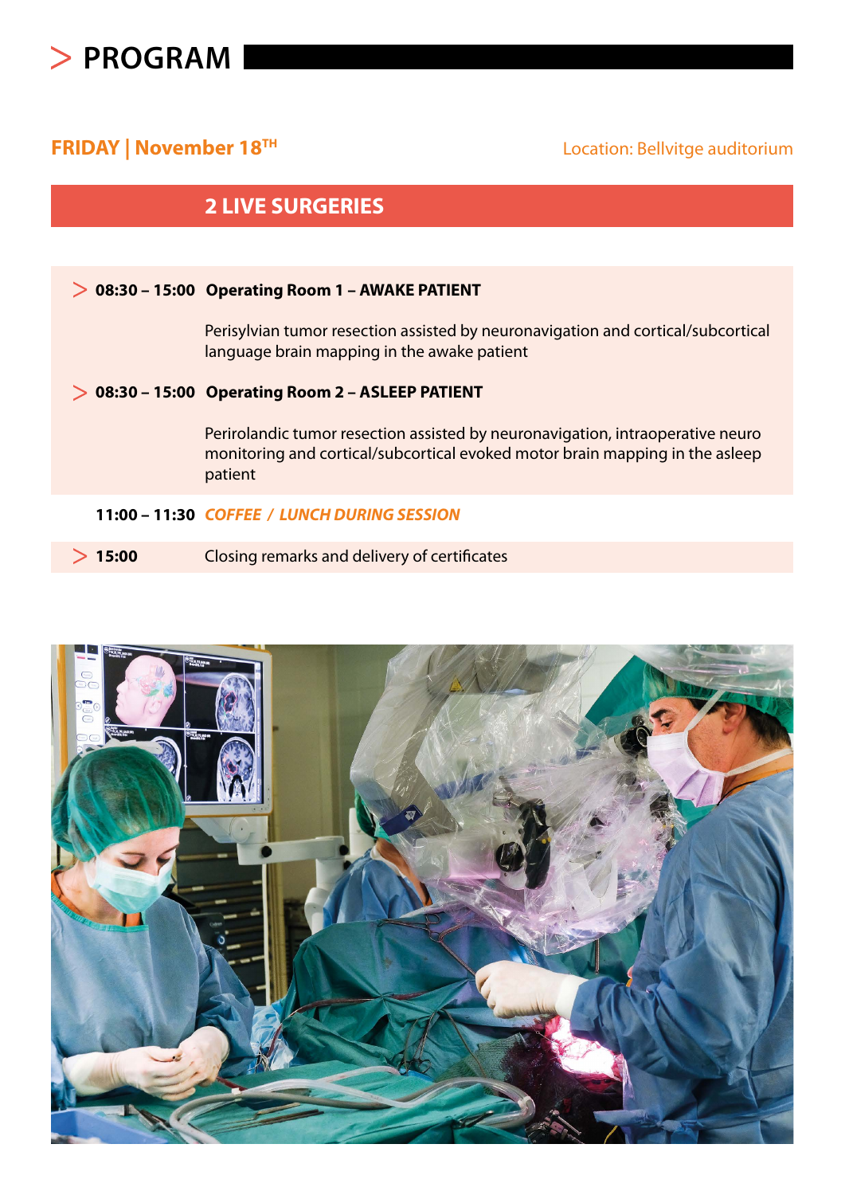# PROGRAM

**FRIDAY | November 18TH**

Location: Bellvitge auditorium

## 2 LIVE SURGERIES

**08:30 – 15:00 Operating Room 1 – AWAKE PATIENT**

Perisylvian tumor resection assisted by neuronavigation and cortical/subcortical language brain mapping in the awake patient

**08:30 – 15:00 Operating Room 2 – ASLEEP PATIENT**

Perirolandic tumor resection assisted by neuronavigation, intraoperative neuro monitoring and cortical/subcortical evoked motor brain mapping in the asleep patient

**11:00 – 11:30** ***COFFEE / LUNCH DURING SESSION***

**15:00** Closing remarks and delivery of certificates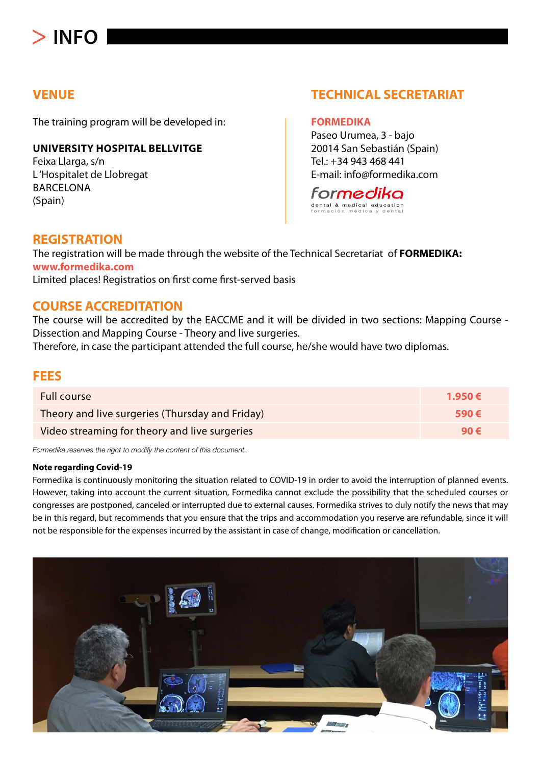# > INFO

## VENUE

The training program will be developed in:

**UNIVERSITY HOSPITAL BELLVITGE**
Feixa Llarga, s/n
L'Hospitalet de Llobregat
BARCELONA
(Spain)

## TECHNICAL SECRETARIAT

**FORMEDIKA**
Paseo Urumea, 3 - bajo
20014 San Sebastián (Spain)
Tel.: +34 943 468 441
E-mail: info@formedika.com

formedika
dental & medical education
formación médica y dental

## REGISTRATION

The registration will be made through the website of the Technical Secretariat of **FORMEDIKA:**
**www.formedika.com**
Limited places! Registratios on first come first-served basis

## COURSE ACCREDITATION

The course will be accredited by the EACCME and it will be divided in two sections: Mapping Course - Dissection and Mapping Course - Theory and live surgeries.
Therefore, in case the participant attended the full course, he/she would have two diplomas.

## FEES

| | |
|---|---|
| Full course | 1.950 € |
| Theory and live surgeries (Thursday and Friday) | 590 € |
| Video streaming for theory and live surgeries | 90 € |

*Formedika reserves the right to modify the content of this document.*

**Note regarding Covid-19**

Formedika is continuously monitoring the situation related to COVID-19 in order to avoid the interruption of planned events. However, taking into account the current situation, Formedika cannot exclude the possibility that the scheduled courses or congresses are postponed, canceled or interrupted due to external causes. Formedika strives to duly notify the news that may be in this regard, but recommends that you ensure that the trips and accommodation you reserve are refundable, since it will not be responsible for the expenses incurred by the assistant in case of change, modification or cancellation.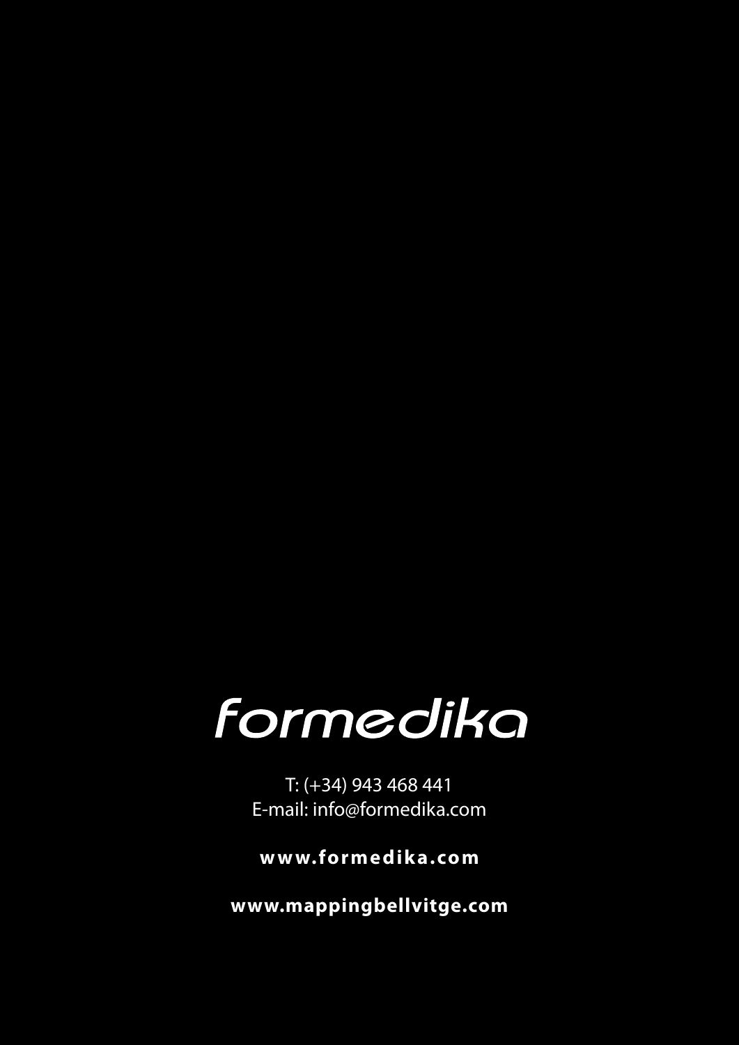formedika

T: (+34) 943 468 441
E-mail: info@formedika.com

**www.formedika.com**

**www.mappingbellvitge.com**